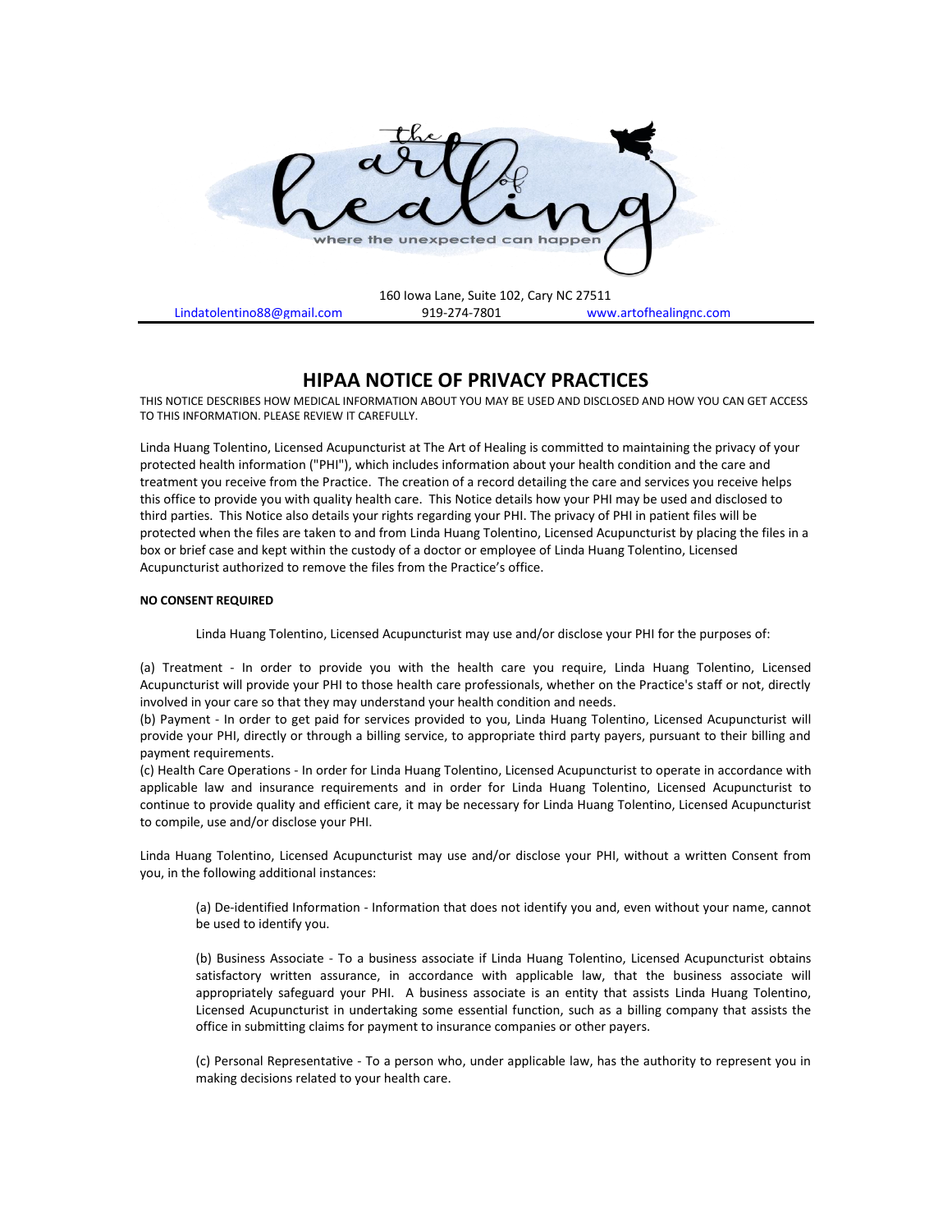the art of healing

where the unexpected can happen

160 Iowa Lane, Suite 102, Cary NC 27511

Lindatolentino88@gmail.com 919-274-7801 www.artofhealingnc.com

# HIPAA NOTICE OF PRIVACY PRACTICES

THIS NOTICE DESCRIBES HOW MEDICAL INFORMATION ABOUT YOU MAY BE USED AND DISCLOSED AND HOW YOU CAN GET ACCESS TO THIS INFORMATION. PLEASE REVIEW IT CAREFULLY.

Linda Huang Tolentino, Licensed Acupuncturist at The Art of Healing is committed to maintaining the privacy of your protected health information ("PHI"), which includes information about your health condition and the care and treatment you receive from the Practice. The creation of a record detailing the care and services you receive helps this office to provide you with quality health care. This Notice details how your PHI may be used and disclosed to third parties. This Notice also details your rights regarding your PHI. The privacy of PHI in patient files will be protected when the files are taken to and from Linda Huang Tolentino, Licensed Acupuncturist by placing the files in a box or brief case and kept within the custody of a doctor or employee of Linda Huang Tolentino, Licensed Acupuncturist authorized to remove the files from the Practice's office.

**NO CONSENT REQUIRED**

Linda Huang Tolentino, Licensed Acupuncturist may use and/or disclose your PHI for the purposes of:

(a) Treatment - In order to provide you with the health care you require, Linda Huang Tolentino, Licensed Acupuncturist will provide your PHI to those health care professionals, whether on the Practice's staff or not, directly involved in your care so that they may understand your health condition and needs.
(b) Payment - In order to get paid for services provided to you, Linda Huang Tolentino, Licensed Acupuncturist will provide your PHI, directly or through a billing service, to appropriate third party payers, pursuant to their billing and payment requirements.
(c) Health Care Operations - In order for Linda Huang Tolentino, Licensed Acupuncturist to operate in accordance with applicable law and insurance requirements and in order for Linda Huang Tolentino, Licensed Acupuncturist to continue to provide quality and efficient care, it may be necessary for Linda Huang Tolentino, Licensed Acupuncturist to compile, use and/or disclose your PHI.

Linda Huang Tolentino, Licensed Acupuncturist may use and/or disclose your PHI, without a written Consent from you, in the following additional instances:

(a) De-identified Information - Information that does not identify you and, even without your name, cannot be used to identify you.

(b) Business Associate - To a business associate if Linda Huang Tolentino, Licensed Acupuncturist obtains satisfactory written assurance, in accordance with applicable law, that the business associate will appropriately safeguard your PHI. A business associate is an entity that assists Linda Huang Tolentino, Licensed Acupuncturist in undertaking some essential function, such as a billing company that assists the office in submitting claims for payment to insurance companies or other payers.

(c) Personal Representative - To a person who, under applicable law, has the authority to represent you in making decisions related to your health care.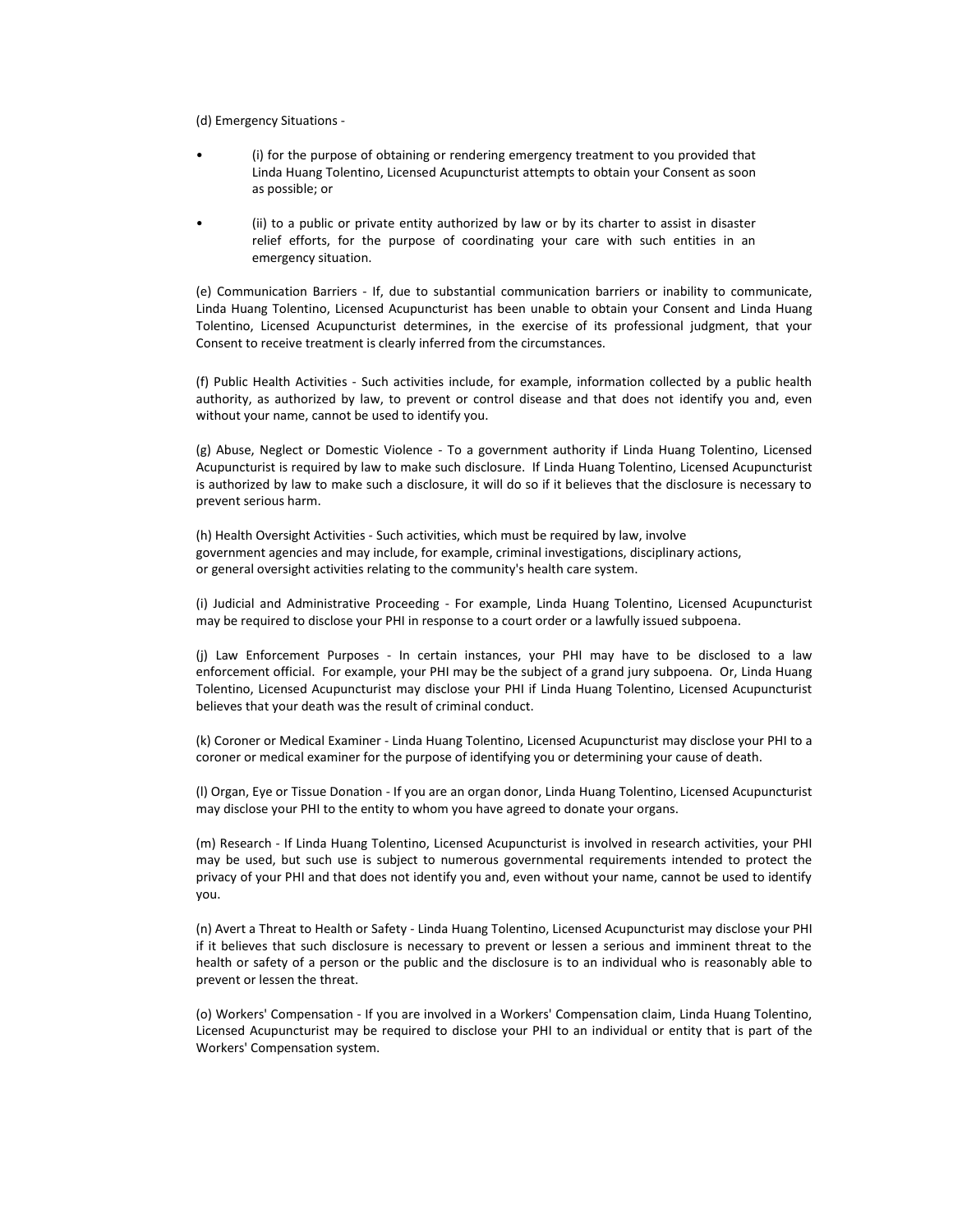(d) Emergency Situations -

- (i) for the purpose of obtaining or rendering emergency treatment to you provided that Linda Huang Tolentino, Licensed Acupuncturist attempts to obtain your Consent as soon as possible; or

- (ii) to a public or private entity authorized by law or by its charter to assist in disaster relief efforts, for the purpose of coordinating your care with such entities in an emergency situation.

(e) Communication Barriers - If, due to substantial communication barriers or inability to communicate, Linda Huang Tolentino, Licensed Acupuncturist has been unable to obtain your Consent and Linda Huang Tolentino, Licensed Acupuncturist determines, in the exercise of its professional judgment, that your Consent to receive treatment is clearly inferred from the circumstances.

(f) Public Health Activities - Such activities include, for example, information collected by a public health authority, as authorized by law, to prevent or control disease and that does not identify you and, even without your name, cannot be used to identify you.

(g) Abuse, Neglect or Domestic Violence - To a government authority if Linda Huang Tolentino, Licensed Acupuncturist is required by law to make such disclosure. If Linda Huang Tolentino, Licensed Acupuncturist is authorized by law to make such a disclosure, it will do so if it believes that the disclosure is necessary to prevent serious harm.

(h) Health Oversight Activities - Such activities, which must be required by law, involve government agencies and may include, for example, criminal investigations, disciplinary actions, or general oversight activities relating to the community's health care system.

(i) Judicial and Administrative Proceeding - For example, Linda Huang Tolentino, Licensed Acupuncturist may be required to disclose your PHI in response to a court order or a lawfully issued subpoena.

(j) Law Enforcement Purposes - In certain instances, your PHI may have to be disclosed to a law enforcement official. For example, your PHI may be the subject of a grand jury subpoena. Or, Linda Huang Tolentino, Licensed Acupuncturist may disclose your PHI if Linda Huang Tolentino, Licensed Acupuncturist believes that your death was the result of criminal conduct.

(k) Coroner or Medical Examiner - Linda Huang Tolentino, Licensed Acupuncturist may disclose your PHI to a coroner or medical examiner for the purpose of identifying you or determining your cause of death.

(l) Organ, Eye or Tissue Donation - If you are an organ donor, Linda Huang Tolentino, Licensed Acupuncturist may disclose your PHI to the entity to whom you have agreed to donate your organs.

(m) Research - If Linda Huang Tolentino, Licensed Acupuncturist is involved in research activities, your PHI may be used, but such use is subject to numerous governmental requirements intended to protect the privacy of your PHI and that does not identify you and, even without your name, cannot be used to identify you.

(n) Avert a Threat to Health or Safety - Linda Huang Tolentino, Licensed Acupuncturist may disclose your PHI if it believes that such disclosure is necessary to prevent or lessen a serious and imminent threat to the health or safety of a person or the public and the disclosure is to an individual who is reasonably able to prevent or lessen the threat.

(o) Workers' Compensation - If you are involved in a Workers' Compensation claim, Linda Huang Tolentino, Licensed Acupuncturist may be required to disclose your PHI to an individual or entity that is part of the Workers' Compensation system.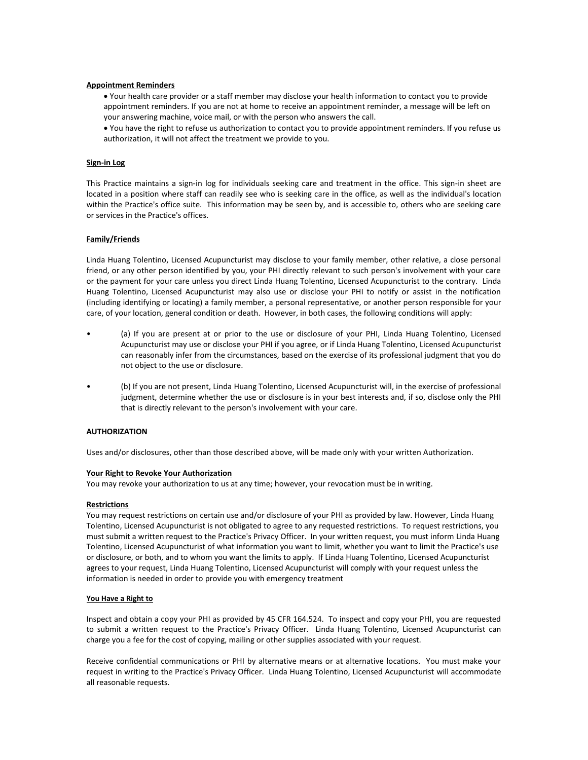**Appointment Reminders**

- Your health care provider or a staff member may disclose your health information to contact you to provide appointment reminders. If you are not at home to receive an appointment reminder, a message will be left on your answering machine, voice mail, or with the person who answers the call.
- You have the right to refuse us authorization to contact you to provide appointment reminders. If you refuse us authorization, it will not affect the treatment we provide to you.

**Sign-in Log**

This Practice maintains a sign-in log for individuals seeking care and treatment in the office. This sign-in sheet are located in a position where staff can readily see who is seeking care in the office, as well as the individual's location within the Practice's office suite. This information may be seen by, and is accessible to, others who are seeking care or services in the Practice's offices.

**Family/Friends**

Linda Huang Tolentino, Licensed Acupuncturist may disclose to your family member, other relative, a close personal friend, or any other person identified by you, your PHI directly relevant to such person's involvement with your care or the payment for your care unless you direct Linda Huang Tolentino, Licensed Acupuncturist to the contrary. Linda Huang Tolentino, Licensed Acupuncturist may also use or disclose your PHI to notify or assist in the notification (including identifying or locating) a family member, a personal representative, or another person responsible for your care, of your location, general condition or death. However, in both cases, the following conditions will apply:

- (a) If you are present at or prior to the use or disclosure of your PHI, Linda Huang Tolentino, Licensed Acupuncturist may use or disclose your PHI if you agree, or if Linda Huang Tolentino, Licensed Acupuncturist can reasonably infer from the circumstances, based on the exercise of its professional judgment that you do not object to the use or disclosure.
- (b) If you are not present, Linda Huang Tolentino, Licensed Acupuncturist will, in the exercise of professional judgment, determine whether the use or disclosure is in your best interests and, if so, disclose only the PHI that is directly relevant to the person's involvement with your care.

**AUTHORIZATION**

Uses and/or disclosures, other than those described above, will be made only with your written Authorization.

**Your Right to Revoke Your Authorization**

You may revoke your authorization to us at any time; however, your revocation must be in writing.

**Restrictions**

You may request restrictions on certain use and/or disclosure of your PHI as provided by law. However, Linda Huang Tolentino, Licensed Acupuncturist is not obligated to agree to any requested restrictions. To request restrictions, you must submit a written request to the Practice's Privacy Officer. In your written request, you must inform Linda Huang Tolentino, Licensed Acupuncturist of what information you want to limit, whether you want to limit the Practice's use or disclosure, or both, and to whom you want the limits to apply. If Linda Huang Tolentino, Licensed Acupuncturist agrees to your request, Linda Huang Tolentino, Licensed Acupuncturist will comply with your request unless the information is needed in order to provide you with emergency treatment

**You Have a Right to**

Inspect and obtain a copy your PHI as provided by 45 CFR 164.524. To inspect and copy your PHI, you are requested to submit a written request to the Practice's Privacy Officer. Linda Huang Tolentino, Licensed Acupuncturist can charge you a fee for the cost of copying, mailing or other supplies associated with your request.

Receive confidential communications or PHI by alternative means or at alternative locations. You must make your request in writing to the Practice's Privacy Officer. Linda Huang Tolentino, Licensed Acupuncturist will accommodate all reasonable requests.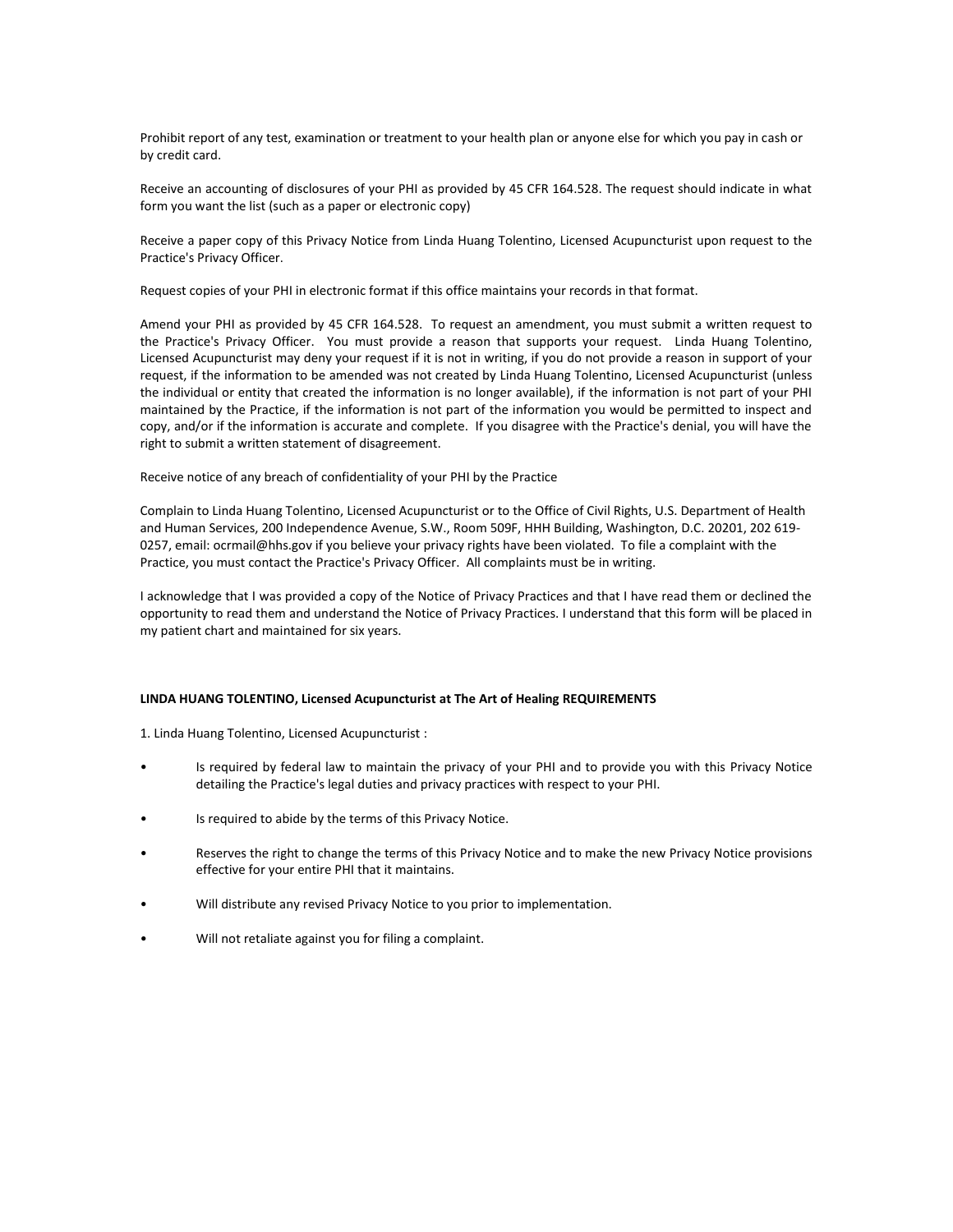Prohibit report of any test, examination or treatment to your health plan or anyone else for which you pay in cash or by credit card.

Receive an accounting of disclosures of your PHI as provided by 45 CFR 164.528. The request should indicate in what form you want the list (such as a paper or electronic copy)

Receive a paper copy of this Privacy Notice from Linda Huang Tolentino, Licensed Acupuncturist upon request to the Practice's Privacy Officer.

Request copies of your PHI in electronic format if this office maintains your records in that format.

Amend your PHI as provided by 45 CFR 164.528. To request an amendment, you must submit a written request to the Practice's Privacy Officer. You must provide a reason that supports your request. Linda Huang Tolentino, Licensed Acupuncturist may deny your request if it is not in writing, if you do not provide a reason in support of your request, if the information to be amended was not created by Linda Huang Tolentino, Licensed Acupuncturist (unless the individual or entity that created the information is no longer available), if the information is not part of your PHI maintained by the Practice, if the information is not part of the information you would be permitted to inspect and copy, and/or if the information is accurate and complete. If you disagree with the Practice's denial, you will have the right to submit a written statement of disagreement.

Receive notice of any breach of confidentiality of your PHI by the Practice

Complain to Linda Huang Tolentino, Licensed Acupuncturist or to the Office of Civil Rights, U.S. Department of Health and Human Services, 200 Independence Avenue, S.W., Room 509F, HHH Building, Washington, D.C. 20201, 202 619-0257, email: ocrmail@hhs.gov if you believe your privacy rights have been violated. To file a complaint with the Practice, you must contact the Practice's Privacy Officer. All complaints must be in writing.

I acknowledge that I was provided a copy of the Notice of Privacy Practices and that I have read them or declined the opportunity to read them and understand the Notice of Privacy Practices. I understand that this form will be placed in my patient chart and maintained for six years.

**LINDA HUANG TOLENTINO, Licensed Acupuncturist at The Art of Healing REQUIREMENTS**

1. Linda Huang Tolentino, Licensed Acupuncturist :

- Is required by federal law to maintain the privacy of your PHI and to provide you with this Privacy Notice detailing the Practice's legal duties and privacy practices with respect to your PHI.
- Is required to abide by the terms of this Privacy Notice.
- Reserves the right to change the terms of this Privacy Notice and to make the new Privacy Notice provisions effective for your entire PHI that it maintains.
- Will distribute any revised Privacy Notice to you prior to implementation.
- Will not retaliate against you for filing a complaint.